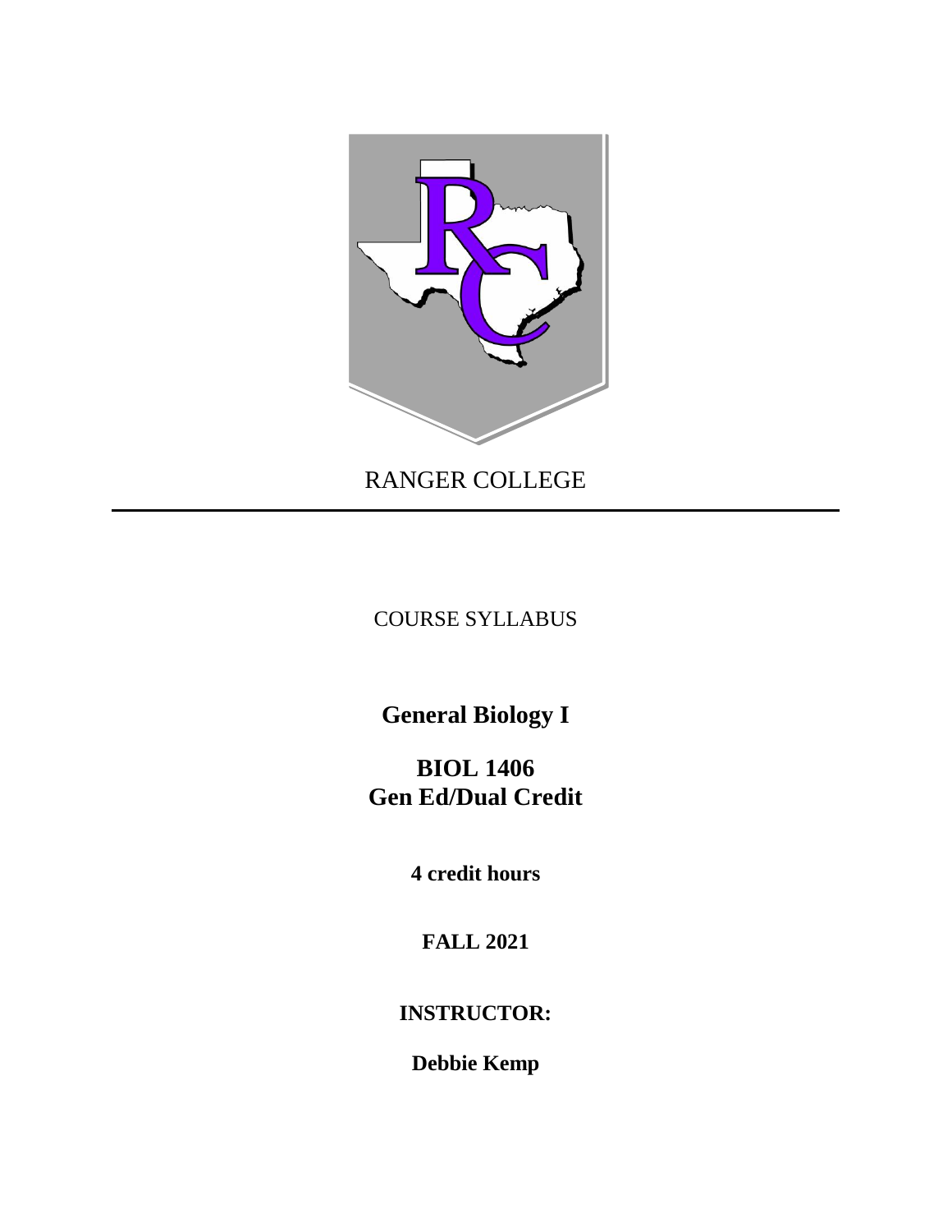RANGER COLLEGE

---

COURSE SYLLABUS

# General Biology I

# BIOL 1406
# Gen Ed/Dual Credit

**4 credit hours**

**FALL 2021**

**INSTRUCTOR:**

**Debbie Kemp**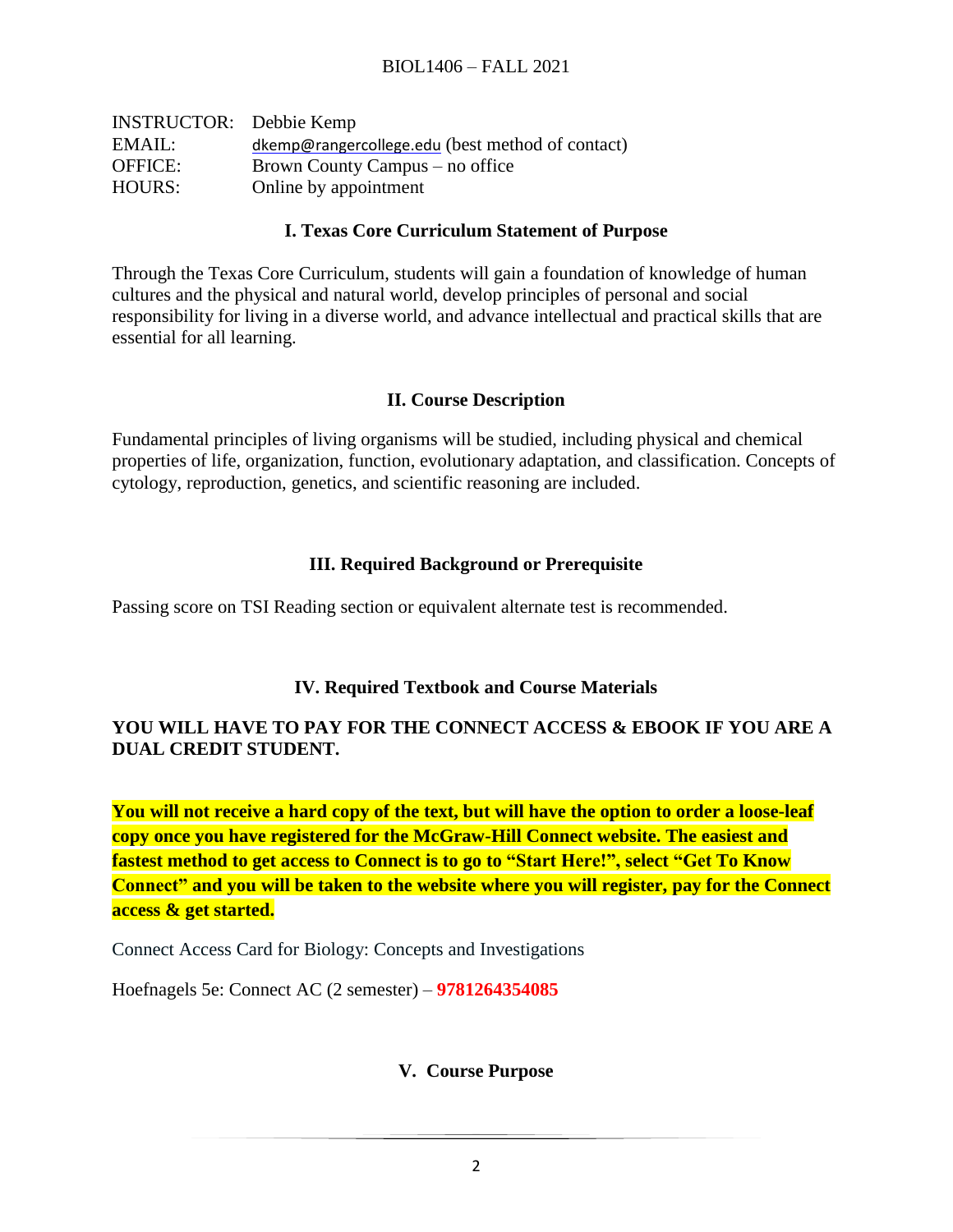| | |
|---|---|
| INSTRUCTOR: | Debbie Kemp |
| EMAIL: | dkemp@rangercollege.edu (best method of contact) |
| OFFICE: | Brown County Campus – no office |
| HOURS: | Online by appointment |

## I. Texas Core Curriculum Statement of Purpose

Through the Texas Core Curriculum, students will gain a foundation of knowledge of human cultures and the physical and natural world, develop principles of personal and social responsibility for living in a diverse world, and advance intellectual and practical skills that are essential for all learning.

## II. Course Description

Fundamental principles of living organisms will be studied, including physical and chemical properties of life, organization, function, evolutionary adaptation, and classification. Concepts of cytology, reproduction, genetics, and scientific reasoning are included.

## III. Required Background or Prerequisite

Passing score on TSI Reading section or equivalent alternate test is recommended.

## IV. Required Textbook and Course Materials

**YOU WILL HAVE TO PAY FOR THE CONNECT ACCESS & EBOOK IF YOU ARE A DUAL CREDIT STUDENT.**

**You will not receive a hard copy of the text, but will have the option to order a loose-leaf copy once you have registered for the McGraw-Hill Connect website. The easiest and fastest method to get access to Connect is to go to "Start Here!", select "Get To Know Connect" and you will be taken to the website where you will register, pay for the Connect access & get started.**

Connect Access Card for Biology: Concepts and Investigations

Hoefnagels 5e: Connect AC (2 semester) – **9781264354085**

## V. Course Purpose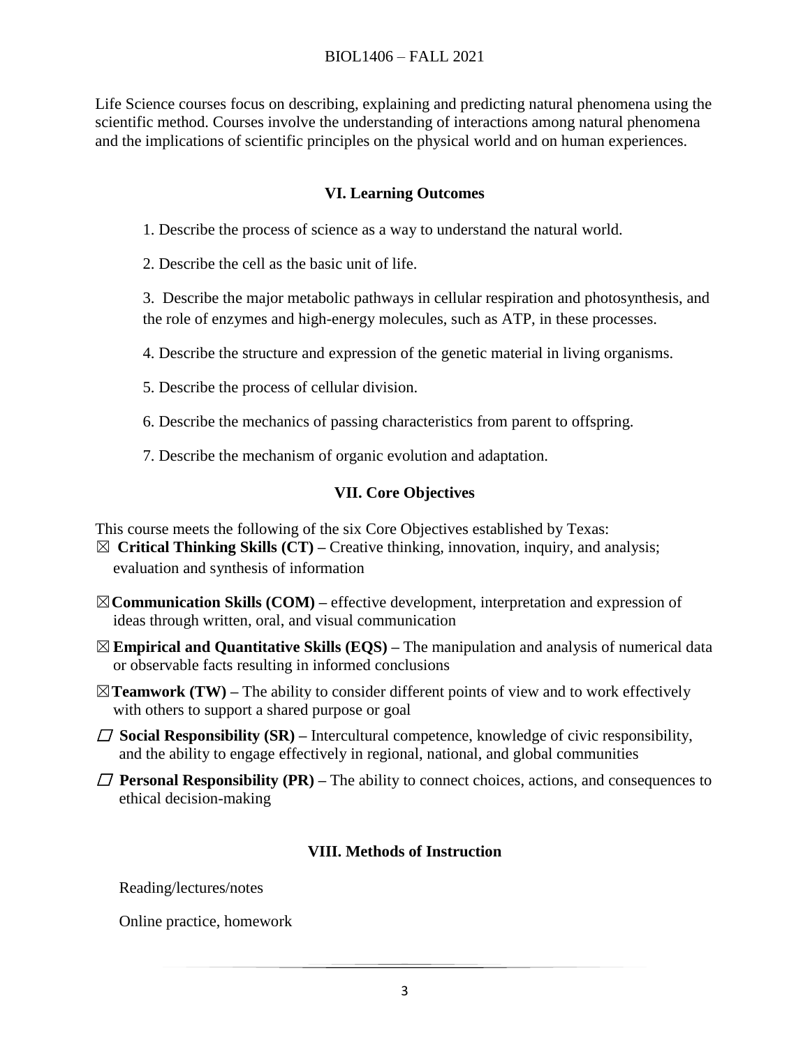Life Science courses focus on describing, explaining and predicting natural phenomena using the scientific method. Courses involve the understanding of interactions among natural phenomena and the implications of scientific principles on the physical world and on human experiences.

## VI. Learning Outcomes

1. Describe the process of science as a way to understand the natural world.
2. Describe the cell as the basic unit of life.
3. Describe the major metabolic pathways in cellular respiration and photosynthesis, and the role of enzymes and high-energy molecules, such as ATP, in these processes.
4. Describe the structure and expression of the genetic material in living organisms.
5. Describe the process of cellular division.
6. Describe the mechanics of passing characteristics from parent to offspring.
7. Describe the mechanism of organic evolution and adaptation.

## VII. Core Objectives

This course meets the following of the six Core Objectives established by Texas:

☒ **Critical Thinking Skills (CT) –** Creative thinking, innovation, inquiry, and analysis; evaluation and synthesis of information

☒ **Communication Skills (COM) –** effective development, interpretation and expression of ideas through written, oral, and visual communication

☒ **Empirical and Quantitative Skills (EQS) –** The manipulation and analysis of numerical data or observable facts resulting in informed conclusions

☒ **Teamwork (TW) –** The ability to consider different points of view and to work effectively with others to support a shared purpose or goal

☐ **Social Responsibility (SR) –** Intercultural competence, knowledge of civic responsibility, and the ability to engage effectively in regional, national, and global communities

☐ **Personal Responsibility (PR) –** The ability to connect choices, actions, and consequences to ethical decision-making

## VIII. Methods of Instruction

Reading/lectures/notes

Online practice, homework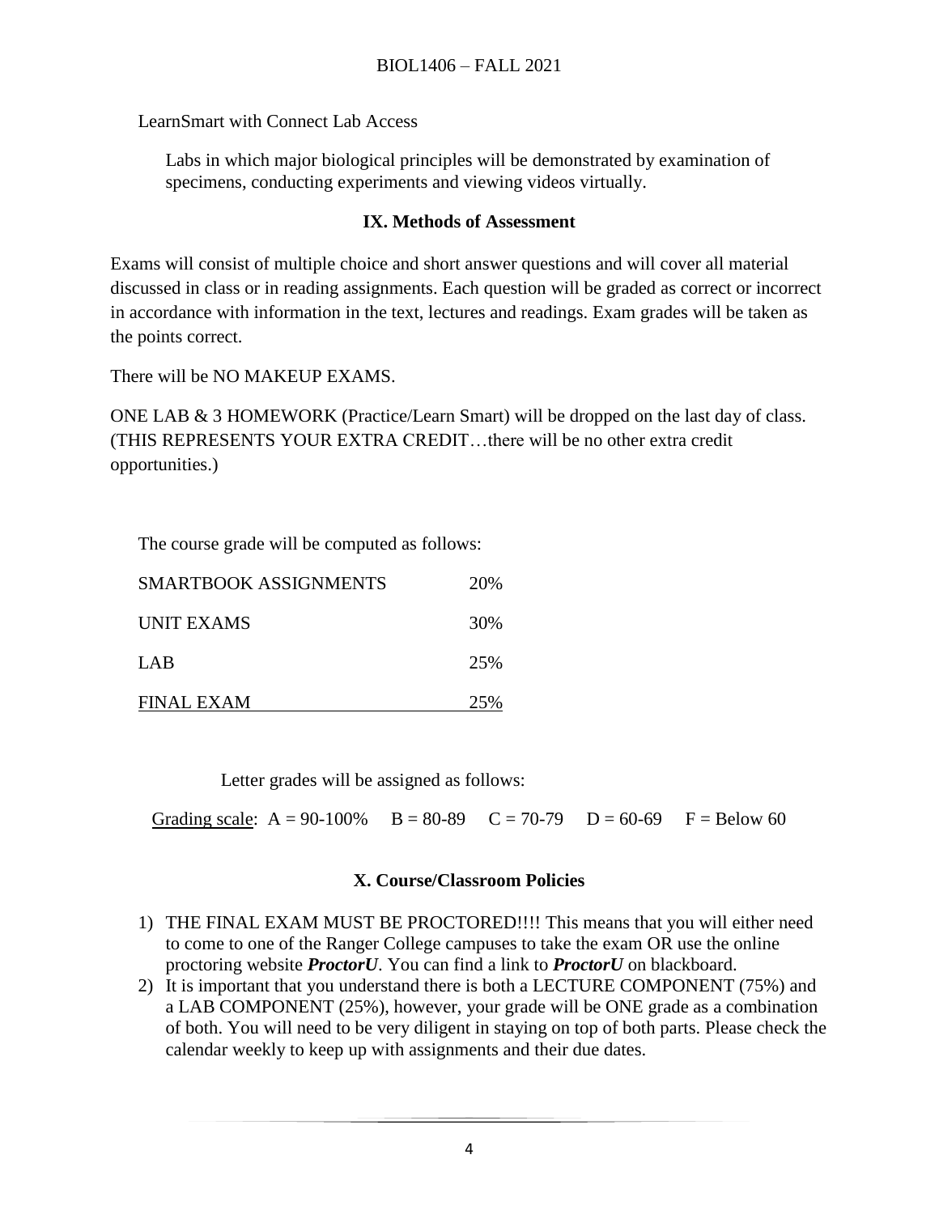LearnSmart with Connect Lab Access

Labs in which major biological principles will be demonstrated by examination of specimens, conducting experiments and viewing videos virtually.

## IX. Methods of Assessment

Exams will consist of multiple choice and short answer questions and will cover all material discussed in class or in reading assignments. Each question will be graded as correct or incorrect in accordance with information in the text, lectures and readings. Exam grades will be taken as the points correct.

There will be NO MAKEUP EXAMS.

ONE LAB & 3 HOMEWORK (Practice/Learn Smart) will be dropped on the last day of class. (THIS REPRESENTS YOUR EXTRA CREDIT…there will be no other extra credit opportunities.)

The course grade will be computed as follows:

| Component | Weight |
|---|---|
| SMARTBOOK ASSIGNMENTS | 20% |
| UNIT EXAMS | 30% |
| LAB | 25% |
| FINAL EXAM | 25% |

Letter grades will be assigned as follows:

Grading scale: A = 90-100% B = 80-89 C = 70-79 D = 60-69 F = Below 60

## X. Course/Classroom Policies

1) THE FINAL EXAM MUST BE PROCTORED!!!! This means that you will either need to come to one of the Ranger College campuses to take the exam OR use the online proctoring website ***ProctorU***. You can find a link to ***ProctorU*** on blackboard.
2) It is important that you understand there is both a LECTURE COMPONENT (75%) and a LAB COMPONENT (25%), however, your grade will be ONE grade as a combination of both. You will need to be very diligent in staying on top of both parts. Please check the calendar weekly to keep up with assignments and their due dates.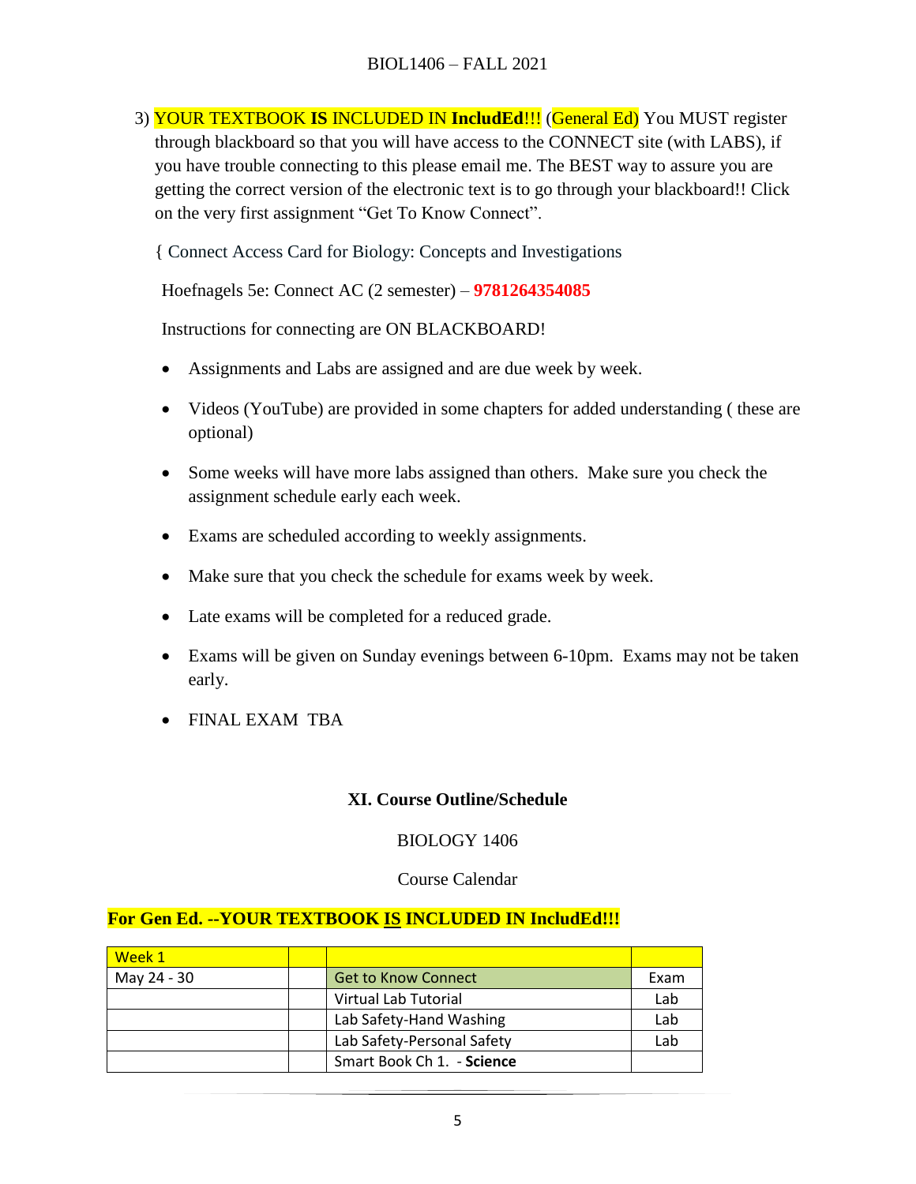3) YOUR TEXTBOOK **IS** INCLUDED IN **IncludEd**!!! (General Ed) You MUST register through blackboard so that you will have access to the CONNECT site (with LABS), if you have trouble connecting to this please email me. The BEST way to assure you are getting the correct version of the electronic text is to go through your blackboard!! Click on the very first assignment "Get To Know Connect".

{ Connect Access Card for Biology: Concepts and Investigations

Hoefnagels 5e: Connect AC (2 semester) – **9781264354085**

Instructions for connecting are ON BLACKBOARD!

- Assignments and Labs are assigned and are due week by week.
- Videos (YouTube) are provided in some chapters for added understanding ( these are optional)
- Some weeks will have more labs assigned than others. Make sure you check the assignment schedule early each week.
- Exams are scheduled according to weekly assignments.
- Make sure that you check the schedule for exams week by week.
- Late exams will be completed for a reduced grade.
- Exams will be given on Sunday evenings between 6-10pm. Exams may not be taken early.
- FINAL EXAM TBA

## XI. Course Outline/Schedule

BIOLOGY 1406

Course Calendar

**For Gen Ed. --YOUR TEXTBOOK IS INCLUDED IN IncludEd!!!**

| Week 1 | | | |
|---|---|---|---|
| May 24 - 30 | | Get to Know Connect | Exam |
| | | Virtual Lab Tutorial | Lab |
| | | Lab Safety-Hand Washing | Lab |
| | | Lab Safety-Personal Safety | Lab |
| | | Smart Book Ch 1. - **Science** | |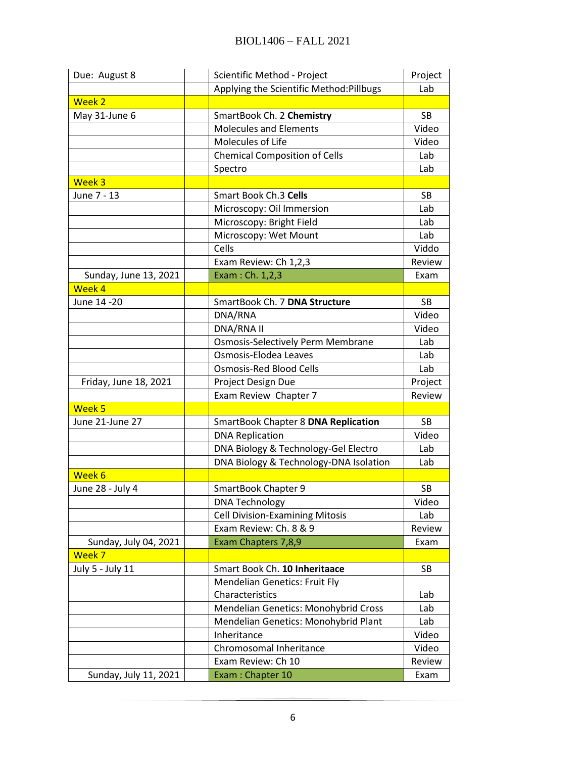| Due: August 8 | | Scientific Method - Project | Project |
|---|---|---|---|
| | | Applying the Scientific Method:Pillbugs | Lab |
| Week 2 | | | |
| May 31-June 6 | | SmartBook Ch. 2 **Chemistry** | SB |
| | | Molecules and Elements | Video |
| | | Molecules of Life | Video |
| | | Chemical Composition of Cells | Lab |
| | | Spectro | Lab |
| Week 3 | | | |
| June 7 - 13 | | Smart Book Ch.3 **Cells** | SB |
| | | Microscopy: Oil Immersion | Lab |
| | | Microscopy: Bright Field | Lab |
| | | Microscopy: Wet Mount | Lab |
| | | Cells | Viddo |
| | | Exam Review: Ch 1,2,3 | Review |
| Sunday, June 13, 2021 | | Exam : Ch. 1,2,3 | Exam |
| Week 4 | | | |
| June 14 -20 | | SmartBook Ch. 7 **DNA Structure** | SB |
| | | DNA/RNA | Video |
| | | DNA/RNA II | Video |
| | | Osmosis-Selectively Perm Membrane | Lab |
| | | Osmosis-Elodea Leaves | Lab |
| | | Osmosis-Red Blood Cells | Lab |
| Friday, June 18, 2021 | | Project Design Due | Project |
| | | Exam Review Chapter 7 | Review |
| Week 5 | | | |
| June 21-June 27 | | SmartBook Chapter 8 **DNA Replication** | SB |
| | | DNA Replication | Video |
| | | DNA Biology & Technology-Gel Electro | Lab |
| | | DNA Biology & Technology-DNA Isolation | Lab |
| Week 6 | | | |
| June 28 - July 4 | | SmartBook Chapter 9 | SB |
| | | DNA Technology | Video |
| | | Cell Division-Examining Mitosis | Lab |
| | | Exam Review: Ch. 8 & 9 | Review |
| Sunday, July 04, 2021 | | Exam Chapters 7,8,9 | Exam |
| Week 7 | | | |
| July 5 - July 11 | | Smart Book Ch. **10 Inheritaace** | SB |
| | | Mendelian Genetics: Fruit Fly Characteristics | Lab |
| | | Mendelian Genetics: Monohybrid Cross | Lab |
| | | Mendelian Genetics: Monohybrid Plant | Lab |
| | | Inheritance | Video |
| | | Chromosomal Inheritance | Video |
| | | Exam Review: Ch 10 | Review |
| Sunday, July 11, 2021 | | Exam : Chapter 10 | Exam |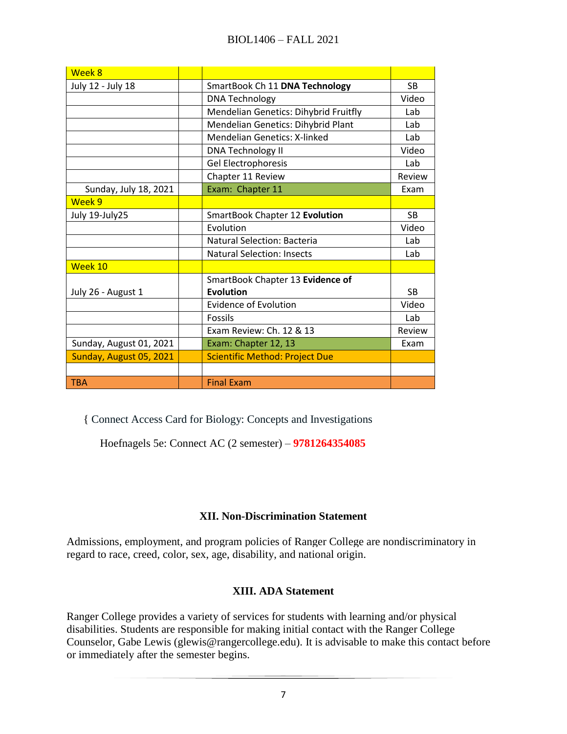| | | | |
|---|---|---|---|
| Week 8 | | | |
| July 12 - July 18 | | SmartBook Ch 11 **DNA Technology** | SB |
| | | DNA Technology | Video |
| | | Mendelian Genetics: Dihybrid Fruitfly | Lab |
| | | Mendelian Genetics: Dihybrid Plant | Lab |
| | | Mendelian Genetics: X-linked | Lab |
| | | DNA Technology II | Video |
| | | Gel Electrophoresis | Lab |
| | | Chapter 11 Review | Review |
| Sunday, July 18, 2021 | | Exam: Chapter 11 | Exam |
| Week 9 | | | |
| July 19-July25 | | SmartBook Chapter 12 **Evolution** | SB |
| | | Evolution | Video |
| | | Natural Selection: Bacteria | Lab |
| | | Natural Selection: Insects | Lab |
| Week 10 | | | |
| July 26 - August 1 | | SmartBook Chapter 13 **Evidence of Evolution** | SB |
| | | Evidence of Evolution | Video |
| | | Fossils | Lab |
| | | Exam Review: Ch. 12 & 13 | Review |
| Sunday, August 01, 2021 | | Exam: Chapter 12, 13 | Exam |
| Sunday, August 05, 2021 | | Scientific Method: Project Due | |
| | | | |
| TBA | | Final Exam | |

{ Connect Access Card for Biology: Concepts and Investigations

Hoefnagels 5e: Connect AC (2 semester) – **9781264354085**

## XII. Non-Discrimination Statement

Admissions, employment, and program policies of Ranger College are nondiscriminatory in regard to race, creed, color, sex, age, disability, and national origin.

## XIII. ADA Statement

Ranger College provides a variety of services for students with learning and/or physical disabilities. Students are responsible for making initial contact with the Ranger College Counselor, Gabe Lewis (glewis@rangercollege.edu). It is advisable to make this contact before or immediately after the semester begins.